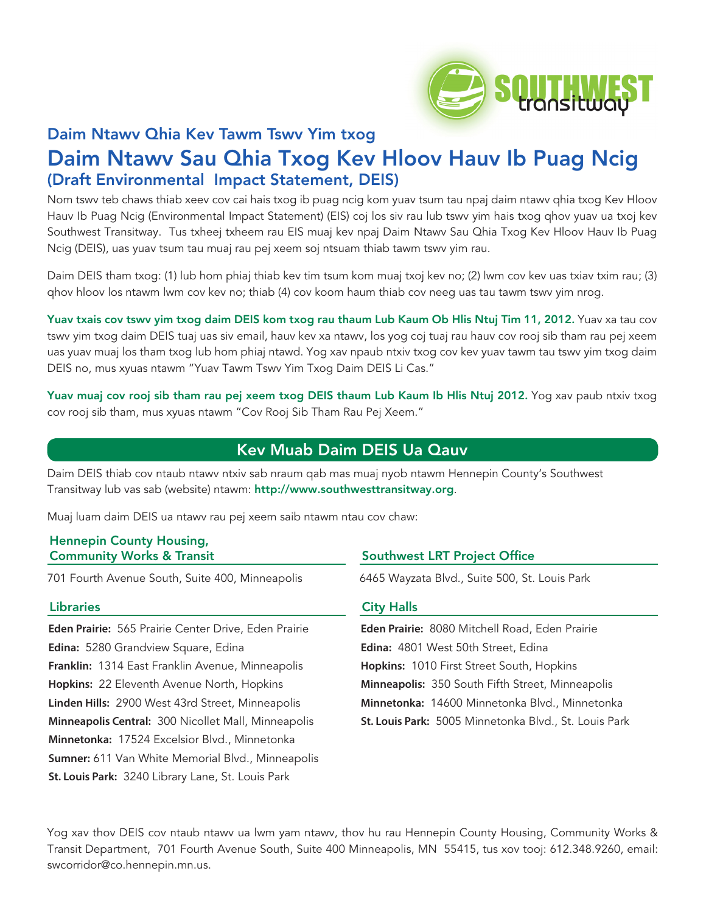SOUTHWEST transitway

## Daim Ntawv Qhia Kev Tawm Tswv Yim txog

# Daim Ntawv Sau Qhia Txog Kev Hloov Hauv Ib Puag Ncig

### (Draft Environmental Impact Statement, DEIS)

Nom tswv teb chaws thiab xeev cov cai hais txog ib puag ncig kom yuav tsum tau npaj daim ntawv qhia txog Kev Hloov Hauv Ib Puag Ncig (Environmental Impact Statement) (EIS) coj los siv rau lub tswv yim hais txog qhov yuav ua txoj kev Southwest Transitway. Tus txheej txheem rau EIS muaj kev npaj Daim Ntawv Sau Qhia Txog Kev Hloov Hauv Ib Puag Ncig (DEIS), uas yuav tsum tau muaj rau pej xeem soj ntsuam thiab tawm tswv yim rau.

Daim DEIS tham txog: (1) lub hom phiaj thiab kev tim tsum kom muaj txoj kev no; (2) lwm cov kev uas txiav txim rau; (3) qhov hloov los ntawm lwm cov kev no; thiab (4) cov koom haum thiab cov neeg uas tau tawm tswv yim nrog.

**Yuav txais cov tswv yim txog daim DEIS kom txog rau thaum Lub Kaum Ob Hlis Ntuj Tim 11, 2012.** Yuav xa tau cov tswv yim txog daim DEIS tuaj uas siv email, hauv kev xa ntawv, los yog coj tuaj rau hauv cov rooj sib tham rau pej xeem uas yuav muaj los tham txog lub hom phiaj ntawd. Yog xav npaub ntxiv txog cov kev yuav tawm tau tswv yim txog daim DEIS no, mus xyuas ntawm "Yuav Tawm Tswv Yim Txog Daim DEIS Li Cas."

**Yuav muaj cov rooj sib tham rau pej xeem txog DEIS thaum Lub Kaum Ib Hlis Ntuj 2012.** Yog xav paub ntxiv txog cov rooj sib tham, mus xyuas ntawm "Cov Rooj Sib Tham Rau Pej Xeem."

## Kev Muab Daim DEIS Ua Qauv

Daim DEIS thiab cov ntaub ntawv ntxiv sab nraum qab mas muaj nyob ntawm Hennepin County's Southwest Transitway lub vas sab (website) ntawm: **http://www.southwesttransitway.org**.

Muaj luam daim DEIS ua ntawv rau pej xeem saib ntawm ntau cov chaw:

### Hennepin County Housing, Community Works & Transit

701 Fourth Avenue South, Suite 400, Minneapolis

### Libraries

**Eden Prairie:** 565 Prairie Center Drive, Eden Prairie
**Edina:** 5280 Grandview Square, Edina
**Franklin:** 1314 East Franklin Avenue, Minneapolis
**Hopkins:** 22 Eleventh Avenue North, Hopkins
**Linden Hills:** 2900 West 43rd Street, Minneapolis
**Minneapolis Central:** 300 Nicollet Mall, Minneapolis
**Minnetonka:** 17524 Excelsior Blvd., Minnetonka
**Sumner:** 611 Van White Memorial Blvd., Minneapolis
**St. Louis Park:** 3240 Library Lane, St. Louis Park

### Southwest LRT Project Office

6465 Wayzata Blvd., Suite 500, St. Louis Park

### City Halls

**Eden Prairie:** 8080 Mitchell Road, Eden Prairie
**Edina:** 4801 West 50th Street, Edina
**Hopkins:** 1010 First Street South, Hopkins
**Minneapolis:** 350 South Fifth Street, Minneapolis
**Minnetonka:** 14600 Minnetonka Blvd., Minnetonka
**St. Louis Park:** 5005 Minnetonka Blvd., St. Louis Park

Yog xav thov DEIS cov ntaub ntawv ua lwm yam ntawv, thov hu rau Hennepin County Housing, Community Works & Transit Department, 701 Fourth Avenue South, Suite 400 Minneapolis, MN 55415, tus xov tooj: 612.348.9260, email: swcorridor@co.hennepin.mn.us.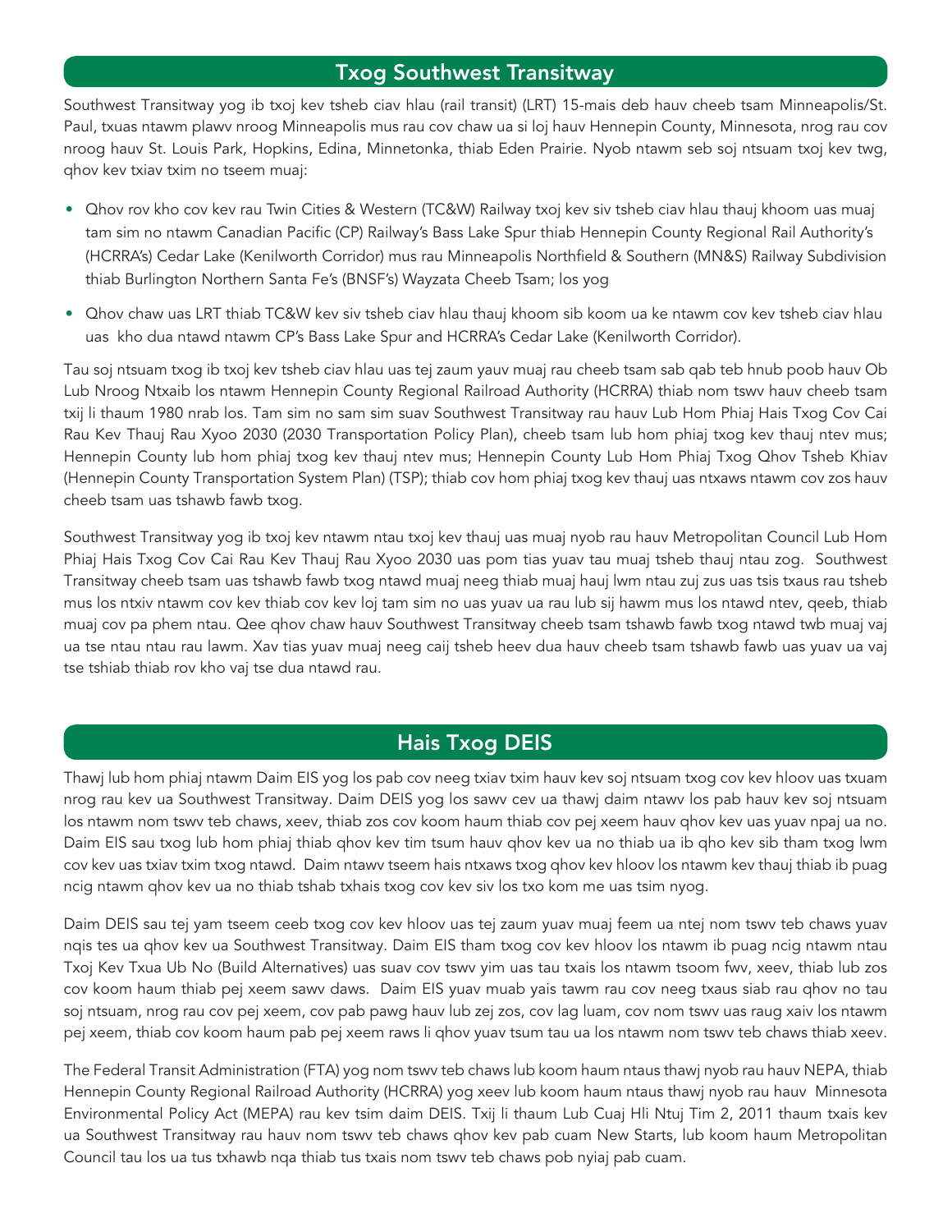## Txog Southwest Transitway

Southwest Transitway yog ib txoj kev tsheb ciav hlau (rail transit) (LRT) 15-mais deb hauv cheeb tsam Minneapolis/St. Paul, txuas ntawm plawv nroog Minneapolis mus rau cov chaw ua si loj hauv Hennepin County, Minnesota, nrog rau cov nroog hauv St. Louis Park, Hopkins, Edina, Minnetonka, thiab Eden Prairie. Nyob ntawm seb soj ntsuam txoj kev twg, qhov kev txiav txim no tseem muaj:

- Qhov rov kho cov kev rau Twin Cities & Western (TC&W) Railway txoj kev siv tsheb ciav hlau thauj khoom uas muaj tam sim no ntawm Canadian Pacific (CP) Railway's Bass Lake Spur thiab Hennepin County Regional Rail Authority's (HCRRA's) Cedar Lake (Kenilworth Corridor) mus rau Minneapolis Northfield & Southern (MN&S) Railway Subdivision thiab Burlington Northern Santa Fe's (BNSF's) Wayzata Cheeb Tsam; los yog
- Qhov chaw uas LRT thiab TC&W kev siv tsheb ciav hlau thauj khoom sib koom ua ke ntawm cov kev tsheb ciav hlau uas kho dua ntawd ntawm CP's Bass Lake Spur and HCRRA's Cedar Lake (Kenilworth Corridor).

Tau soj ntsuam txog ib txoj kev tsheb ciav hlau uas tej zaum yauv muaj rau cheeb tsam sab qab teb hnub poob hauv Ob Lub Nroog Ntxaib los ntawm Hennepin County Regional Railroad Authority (HCRRA) thiab nom tswv hauv cheeb tsam txij li thaum 1980 nrab los. Tam sim no sam sim suav Southwest Transitway rau hauv Lub Hom Phiaj Hais Txog Cov Cai Rau Kev Thauj Rau Xyoo 2030 (2030 Transportation Policy Plan), cheeb tsam lub hom phiaj txog kev thauj ntev mus; Hennepin County lub hom phiaj txog kev thauj ntev mus; Hennepin County Lub Hom Phiaj Txog Qhov Tsheb Khiav (Hennepin County Transportation System Plan) (TSP); thiab cov hom phiaj txog kev thauj uas ntxaws ntawm cov zos hauv cheeb tsam uas tshawb fawb txog.

Southwest Transitway yog ib txoj kev ntawm ntau txoj kev thauj uas muaj nyob rau hauv Metropolitan Council Lub Hom Phiaj Hais Txog Cov Cai Rau Kev Thauj Rau Xyoo 2030 uas pom tias yuav tau muaj tsheb thauj ntau zog. Southwest Transitway cheeb tsam uas tshawb fawb txog ntawd muaj neeg thiab muaj hauj lwm ntau zuj zus uas tsis txaus rau tsheb mus los ntxiv ntawm cov kev thiab cov kev loj tam sim no uas yuav ua rau lub sij hawm mus los ntawd ntev, qeeb, thiab muaj cov pa phem ntau. Qee qhov chaw hauv Southwest Transitway cheeb tsam tshawb fawb txog ntawd twb muaj vaj ua tse ntau ntau rau lawm. Xav tias yuav muaj neeg caij tsheb heev dua hauv cheeb tsam tshawb fawb uas yuav ua vaj tse tshiab thiab rov kho vaj tse dua ntawd rau.

## Hais Txog DEIS

Thawj lub hom phiaj ntawm Daim EIS yog los pab cov neeg txiav txim hauv kev soj ntsuam txog cov kev hloov uas txuam nrog rau kev ua Southwest Transitway. Daim DEIS yog los sawv cev ua thawj daim ntawv los pab hauv kev soj ntsuam los ntawm nom tswv teb chaws, xeev, thiab zos cov koom haum thiab cov pej xeem hauv qhov kev uas yuav npaj ua no. Daim EIS sau txog lub hom phiaj thiab qhov kev tim tsum hauv qhov kev ua no thiab ua ib qho kev sib tham txog lwm cov kev uas txiav txim txog ntawd. Daim ntawv tseem hais ntxaws txog qhov kev hloov los ntawm kev thauj thiab ib puag ncig ntawm qhov kev ua no thiab tshab txhais txog cov kev siv los txo kom me uas tsim nyog.

Daim DEIS sau tej yam tseem ceeb txog cov kev hloov uas tej zaum yuav muaj feem ua ntej nom tswv teb chaws yuav nqis tes ua qhov kev ua Southwest Transitway. Daim EIS tham txog cov kev hloov los ntawm ib puag ncig ntawm ntau Txoj Kev Txua Ub No (Build Alternatives) uas suav cov tswv yim uas tau txais los ntawm tsoom fwv, xeev, thiab lub zos cov koom haum thiab pej xeem sawv daws. Daim EIS yuav muab yais tawm rau cov neeg txaus siab rau qhov no tau soj ntsuam, nrog rau cov pej xeem, cov pab pawg hauv lub zej zos, cov lag luam, cov nom tswv uas raug xaiv los ntawm pej xeem, thiab cov koom haum pab pej xeem raws li qhov yuav tsum tau ua los ntawm nom tswv teb chaws thiab xeev.

The Federal Transit Administration (FTA) yog nom tswv teb chaws lub koom haum ntaus thawj nyob rau hauv NEPA, thiab Hennepin County Regional Railroad Authority (HCRRA) yog xeev lub koom haum ntaus thawj nyob rau hauv Minnesota Environmental Policy Act (MEPA) rau kev tsim daim DEIS. Txij li thaum Lub Cuaj Hli Ntuj Tim 2, 2011 thaum txais kev ua Southwest Transitway rau hauv nom tswv teb chaws qhov kev pab cuam New Starts, lub koom haum Metropolitan Council tau los ua tus txhawb nqa thiab tus txais nom tswv teb chaws pob nyiaj pab cuam.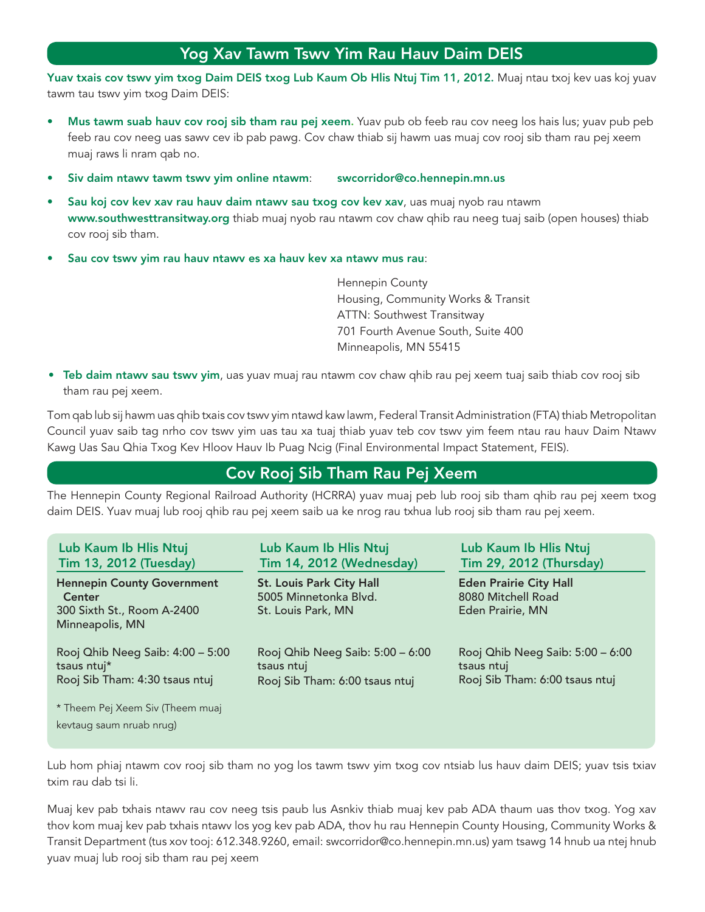## Yog Xav Tawm Tswv Yim Rau Hauv Daim DEIS

**Yuav txais cov tswv yim txog Daim DEIS txog Lub Kaum Ob Hlis Ntuj Tim 11, 2012.** Muaj ntau txoj kev uas koj yuav tawm tau tswv yim txog Daim DEIS:

- **Mus tawm suab hauv cov rooj sib tham rau pej xeem.** Yuav pub ob feeb rau cov neeg los hais lus; yuav pub peb feeb rau cov neeg uas sawv cev ib pab pawg. Cov chaw thiab sij hawm uas muaj cov rooj sib tham rau pej xeem muaj raws li nram qab no.
- **Siv daim ntawv tawm tswv yim online ntawm**: **swcorridor@co.hennepin.mn.us**
- **Sau koj cov kev xav rau hauv daim ntawv sau txog cov kev xav**, uas muaj nyob rau ntawm **www.southwesttransitway.org** thiab muaj nyob rau ntawm cov chaw qhib rau neeg tuaj saib (open houses) thiab cov rooj sib tham.
- **Sau cov tswv yim rau hauv ntawv es xa hauv kev xa ntawv mus rau**:

  Hennepin County
  Housing, Community Works & Transit
  ATTN: Southwest Transitway
  701 Fourth Avenue South, Suite 400
  Minneapolis, MN 55415

- **Teb daim ntawv sau tswv yim**, uas yuav muaj rau ntawm cov chaw qhib rau pej xeem tuaj saib thiab cov rooj sib tham rau pej xeem.

Tom qab lub sij hawm uas qhib txais cov tswv yim ntawd kaw lawm, Federal Transit Administration (FTA) thiab Metropolitan Council yuav saib tag nrho cov tswv yim uas tau xa tuaj thiab yuav teb cov tswv yim feem ntau rau hauv Daim Ntawv Kawg Uas Sau Qhia Txog Kev Hloov Hauv Ib Puag Ncig (Final Environmental Impact Statement, FEIS).

## Cov Rooj Sib Tham Rau Pej Xeem

The Hennepin County Regional Railroad Authority (HCRRA) yuav muaj peb lub rooj sib tham qhib rau pej xeem txog daim DEIS. Yuav muaj lub rooj qhib rau pej xeem saib ua ke nrog rau txhua lub rooj sib tham rau pej xeem.

**Lub Kaum Ib Hlis Ntuj Tim 13, 2012 (Tuesday)**

**Hennepin County Government Center**
300 Sixth St., Room A-2400
Minneapolis, MN

Rooj Qhib Neeg Saib: 4:00 – 5:00 tsaus ntuj*
Rooj Sib Tham: 4:30 tsaus ntuj

\* Theem Pej Xeem Siv (Theem muaj kevtaug saum nruab nrug)

**Lub Kaum Ib Hlis Ntuj Tim 14, 2012 (Wednesday)**

**St. Louis Park City Hall**
5005 Minnetonka Blvd.
St. Louis Park, MN

Rooj Qhib Neeg Saib: 5:00 – 6:00 tsaus ntuj
Rooj Sib Tham: 6:00 tsaus ntuj

**Lub Kaum Ib Hlis Ntuj Tim 29, 2012 (Thursday)**

**Eden Prairie City Hall**
8080 Mitchell Road
Eden Prairie, MN

Rooj Qhib Neeg Saib: 5:00 – 6:00 tsaus ntuj
Rooj Sib Tham: 6:00 tsaus ntuj

Lub hom phiaj ntawm cov rooj sib tham no yog los tawm tswv yim txog cov ntsiab lus hauv daim DEIS; yuav tsis txiav txim rau dab tsi li.

Muaj kev pab txhais ntawv rau cov neeg tsis paub lus Asnkiv thiab muaj kev pab ADA thaum uas thov txog. Yog xav thov kom muaj kev pab txhais ntawv los yog kev pab ADA, thov hu rau Hennepin County Housing, Community Works & Transit Department (tus xov tooj: 612.348.9260, email: swcorridor@co.hennepin.mn.us) yam tsawg 14 hnub ua ntej hnub yuav muaj lub rooj sib tham rau pej xeem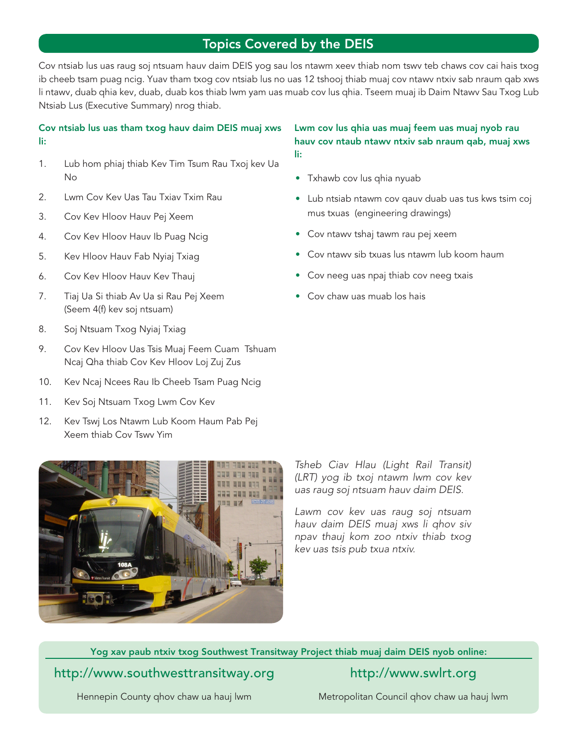## Topics Covered by the DEIS

Cov ntsiab lus uas raug soj ntsuam hauv daim DEIS yog sau los ntawm xeev thiab nom tswv teb chaws cov cai hais txog ib cheeb tsam puag ncig. Yuav tham txog cov ntsiab lus no uas 12 tshooj thiab muaj cov ntawv ntxiv sab nraum qab xws li ntawv, duab qhia kev, duab, duab kos thiab lwm yam uas muab cov lus qhia. Tseem muaj ib Daim Ntawv Sau Txog Lub Ntsiab Lus (Executive Summary) nrog thiab.

**Cov ntsiab lus uas tham txog hauv daim DEIS muaj xws li:**

1. Lub hom phiaj thiab Kev Tim Tsum Rau Txoj kev Ua No
2. Lwm Cov Kev Uas Tau Txiav Txim Rau
3. Cov Kev Hloov Hauv Pej Xeem
4. Cov Kev Hloov Hauv Ib Puag Ncig
5. Kev Hloov Hauv Fab Nyiaj Txiag
6. Cov Kev Hloov Hauv Kev Thauj
7. Tiaj Ua Si thiab Av Ua si Rau Pej Xeem (Seem 4(f) kev soj ntsuam)
8. Soj Ntsuam Txog Nyiaj Txiag
9. Cov Kev Hloov Uas Tsis Muaj Feem Cuam Tshuam Ncaj Qha thiab Cov Kev Hloov Loj Zuj Zus
10. Kev Ncaj Ncees Rau Ib Cheeb Tsam Puag Ncig
11. Kev Soj Ntsuam Txog Lwm Cov Kev
12. Kev Tswj Los Ntawm Lub Koom Haum Pab Pej Xeem thiab Cov Tswv Yim

**Lwm cov lus qhia uas muaj feem uas muaj nyob rau hauv cov ntaub ntawv ntxiv sab nraum qab, muaj xws li:**

- Txhawb cov lus qhia nyuab
- Lub ntsiab ntawm cov qauv duab uas tus kws tsim coj mus txuas (engineering drawings)
- Cov ntawv tshaj tawm rau pej xeem
- Cov ntawv sib txuas lus ntawm lub koom haum
- Cov neeg uas npaj thiab cov neeg txais
- Cov chaw uas muab los hais

*Tsheb Ciav Hlau (Light Rail Transit) (LRT) yog ib txoj ntawm lwm cov kev uas raug soj ntsuam hauv daim DEIS.*

*Lawm cov kev uas raug soj ntsuam hauv daim DEIS muaj xws li qhov siv npav thauj kom zoo ntxiv thiab txog kev uas tsis pub txua ntxiv.*

**Yog xav paub ntxiv txog Southwest Transitway Project thiab muaj daim DEIS nyob online:**

http://www.southwesttransitway.org

Hennepin County qhov chaw ua hauj lwm

http://www.swlrt.org

Metropolitan Council qhov chaw ua hauj lwm